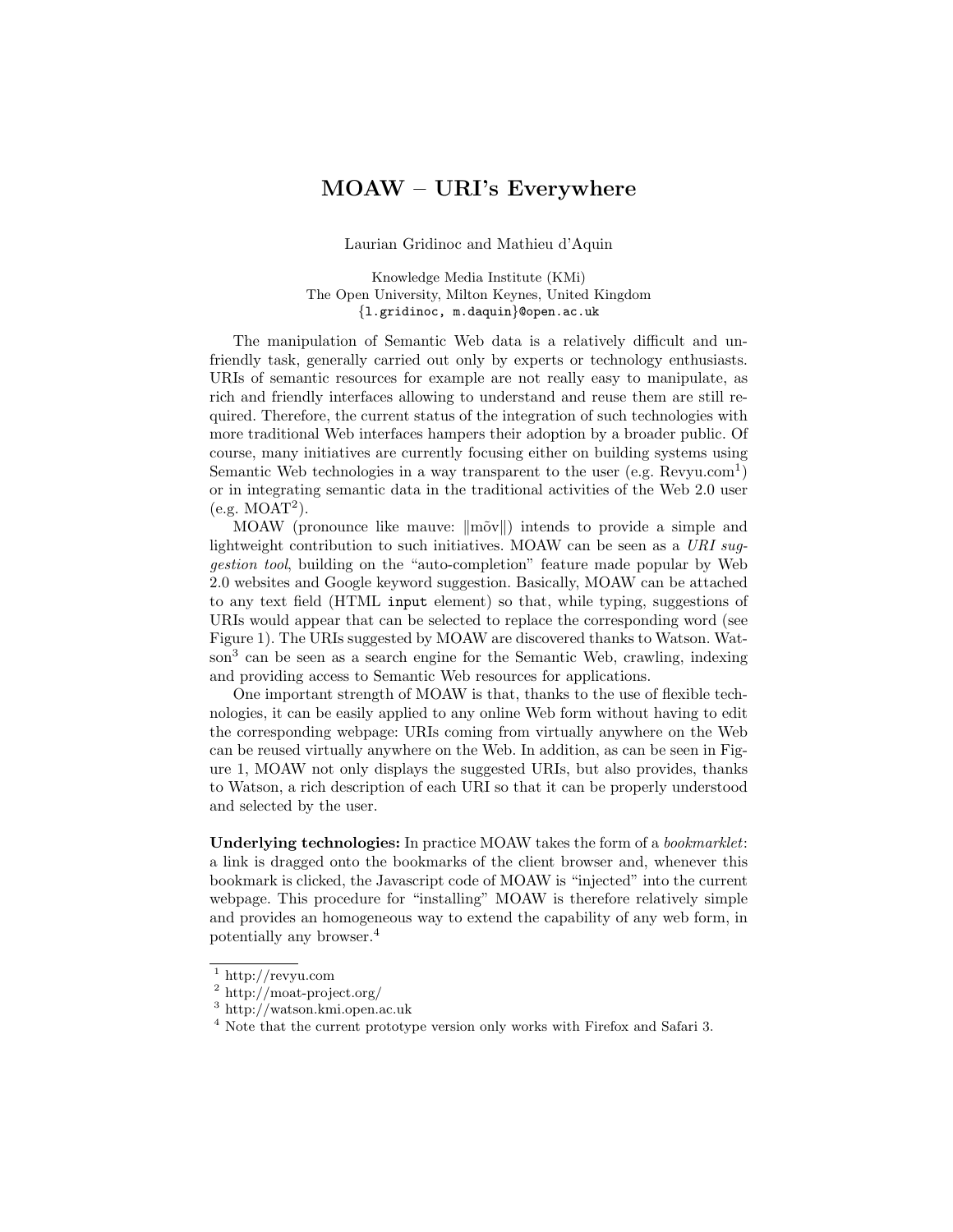# MOAW – URI's Everywhere

Laurian Gridinoc and Mathieu d'Aquin

Knowledge Media Institute (KMi)
The Open University, Milton Keynes, United Kingdom
{l.gridinoc, m.daquin}@open.ac.uk

The manipulation of Semantic Web data is a relatively difficult and unfriendly task, generally carried out only by experts or technology enthusiasts. URIs of semantic resources for example are not really easy to manipulate, as rich and friendly interfaces allowing to understand and reuse them are still required. Therefore, the current status of the integration of such technologies with more traditional Web interfaces hampers their adoption by a broader public. Of course, many initiatives are currently focusing either on building systems using Semantic Web technologies in a way transparent to the user (e.g. Revyu.com[1]) or in integrating semantic data in the traditional activities of the Web 2.0 user (e.g. MOAT[2]).

MOAW (pronounce like mauve: ‖mõv‖) intends to provide a simple and lightweight contribution to such initiatives. MOAW can be seen as a *URI suggestion tool*, building on the "auto-completion" feature made popular by Web 2.0 websites and Google keyword suggestion. Basically, MOAW can be attached to any text field (HTML `input` element) so that, while typing, suggestions of URIs would appear that can be selected to replace the corresponding word (see Figure 1). The URIs suggested by MOAW are discovered thanks to Watson. Watson[3] can be seen as a search engine for the Semantic Web, crawling, indexing and providing access to Semantic Web resources for applications.

One important strength of MOAW is that, thanks to the use of flexible technologies, it can be easily applied to any online Web form without having to edit the corresponding webpage: URIs coming from virtually anywhere on the Web can be reused virtually anywhere on the Web. In addition, as can be seen in Figure 1, MOAW not only displays the suggested URIs, but also provides, thanks to Watson, a rich description of each URI so that it can be properly understood and selected by the user.

**Underlying technologies:** In practice MOAW takes the form of a *bookmarklet*: a link is dragged onto the bookmarks of the client browser and, whenever this bookmark is clicked, the Javascript code of MOAW is "injected" into the current webpage. This procedure for "installing" MOAW is therefore relatively simple and provides an homogeneous way to extend the capability of any web form, in potentially any browser.[4]

---

[1] http://revyu.com
[2] http://moat-project.org/
[3] http://watson.kmi.open.ac.uk
[4] Note that the current prototype version only works with Firefox and Safari 3.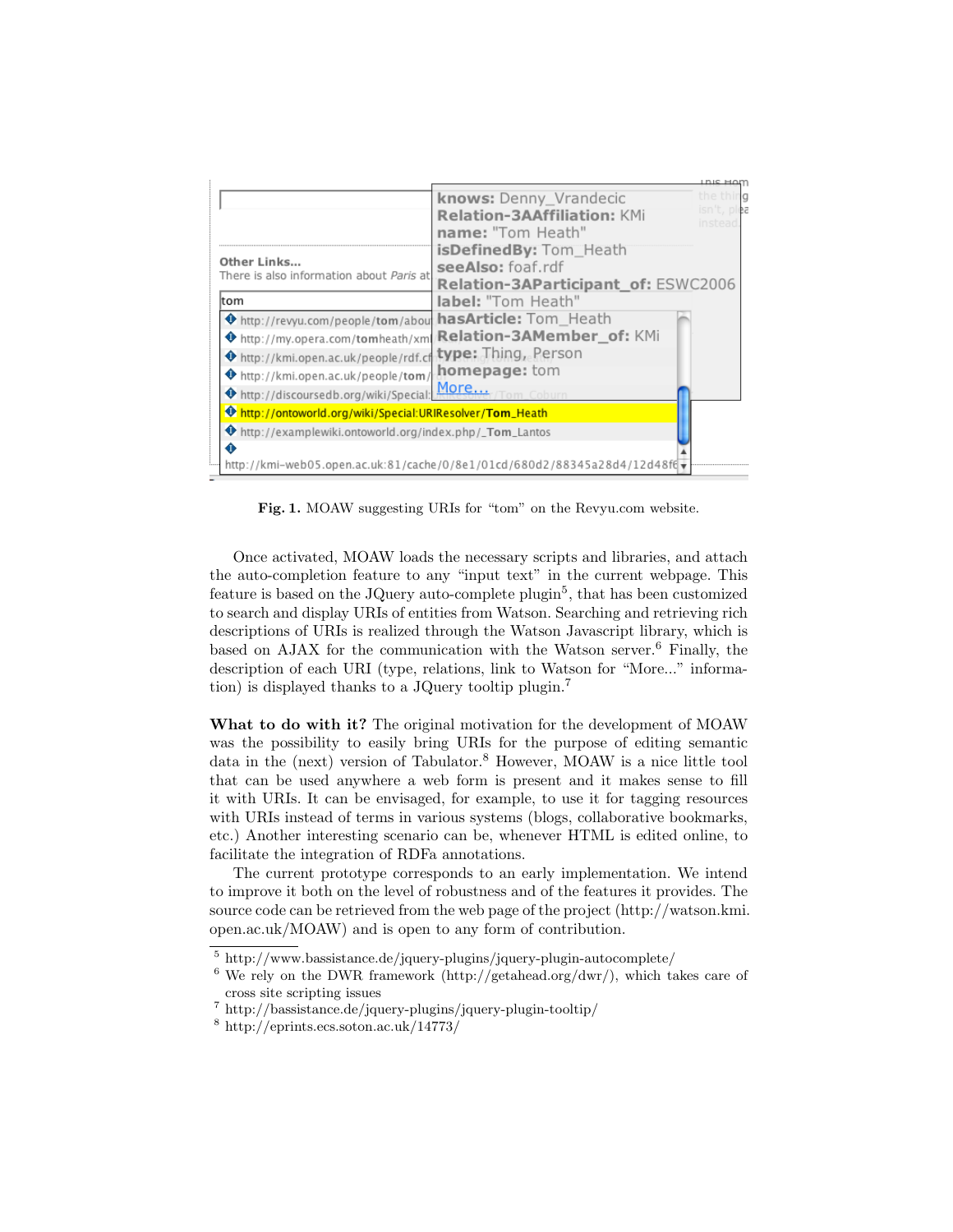**Fig. 1.** MOAW suggesting URIs for "tom" on the Revyu.com website.

Once activated, MOAW loads the necessary scripts and libraries, and attach the auto-completion feature to any "input text" in the current webpage. This feature is based on the JQuery auto-complete plugin[5], that has been customized to search and display URIs of entities from Watson. Searching and retrieving rich descriptions of URIs is realized through the Watson Javascript library, which is based on AJAX for the communication with the Watson server.[6] Finally, the description of each URI (type, relations, link to Watson for "More..." information) is displayed thanks to a JQuery tooltip plugin.[7]

**What to do with it?** The original motivation for the development of MOAW was the possibility to easily bring URIs for the purpose of editing semantic data in the (next) version of Tabulator.[8] However, MOAW is a nice little tool that can be used anywhere a web form is present and it makes sense to fill it with URIs. It can be envisaged, for example, to use it for tagging resources with URIs instead of terms in various systems (blogs, collaborative bookmarks, etc.) Another interesting scenario can be, whenever HTML is edited online, to facilitate the integration of RDFa annotations.

The current prototype corresponds to an early implementation. We intend to improve it both on the level of robustness and of the features it provides. The source code can be retrieved from the web page of the project (http://watson.kmi.open.ac.uk/MOAW) and is open to any form of contribution.

---

[5] http://www.bassistance.de/jquery-plugins/jquery-plugin-autocomplete/

[6] We rely on the DWR framework (http://getahead.org/dwr/), which takes care of cross site scripting issues

[7] http://bassistance.de/jquery-plugins/jquery-plugin-tooltip/

[8] http://eprints.ecs.soton.ac.uk/14773/